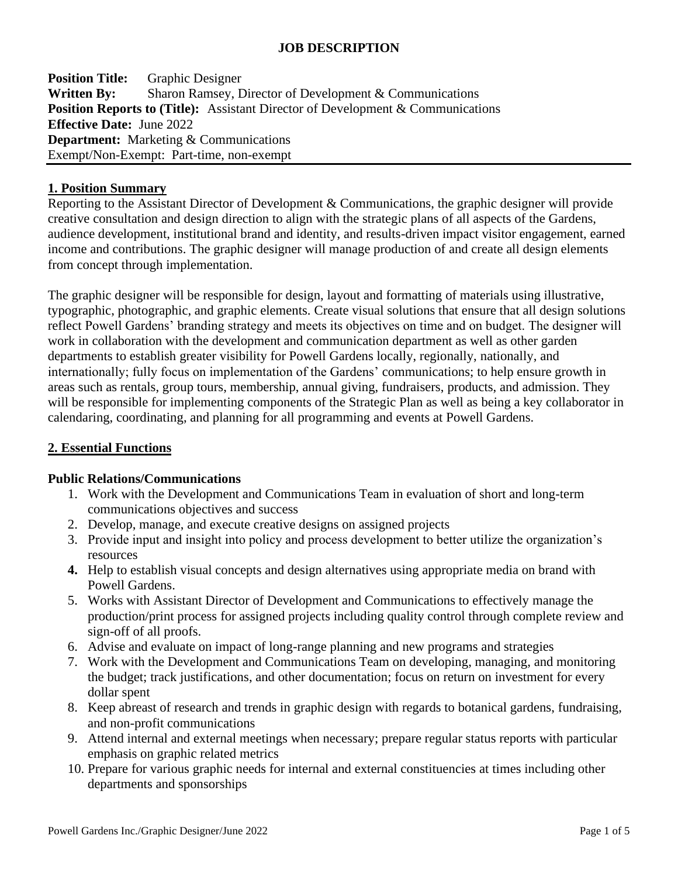# JOB DESCRIPTION

**Position Title:** Graphic Designer
**Written By:** Sharon Ramsey, Director of Development & Communications
**Position Reports to (Title):** Assistant Director of Development & Communications
**Effective Date:** June 2022
**Department:** Marketing & Communications
Exempt/Non-Exempt: Part-time, non-exempt

## 1. Position Summary

Reporting to the Assistant Director of Development & Communications, the graphic designer will provide creative consultation and design direction to align with the strategic plans of all aspects of the Gardens, audience development, institutional brand and identity, and results-driven impact visitor engagement, earned income and contributions. The graphic designer will manage production of and create all design elements from concept through implementation.

The graphic designer will be responsible for design, layout and formatting of materials using illustrative, typographic, photographic, and graphic elements. Create visual solutions that ensure that all design solutions reflect Powell Gardens' branding strategy and meets its objectives on time and on budget. The designer will work in collaboration with the development and communication department as well as other garden departments to establish greater visibility for Powell Gardens locally, regionally, nationally, and internationally; fully focus on implementation of the Gardens' communications; to help ensure growth in areas such as rentals, group tours, membership, annual giving, fundraisers, products, and admission. They will be responsible for implementing components of the Strategic Plan as well as being a key collaborator in calendaring, coordinating, and planning for all programming and events at Powell Gardens.

## 2. Essential Functions

### Public Relations/Communications

1. Work with the Development and Communications Team in evaluation of short and long-term communications objectives and success
2. Develop, manage, and execute creative designs on assigned projects
3. Provide input and insight into policy and process development to better utilize the organization's resources
4. Help to establish visual concepts and design alternatives using appropriate media on brand with Powell Gardens.
5. Works with Assistant Director of Development and Communications to effectively manage the production/print process for assigned projects including quality control through complete review and sign-off of all proofs.
6. Advise and evaluate on impact of long-range planning and new programs and strategies
7. Work with the Development and Communications Team on developing, managing, and monitoring the budget; track justifications, and other documentation; focus on return on investment for every dollar spent
8. Keep abreast of research and trends in graphic design with regards to botanical gardens, fundraising, and non-profit communications
9. Attend internal and external meetings when necessary; prepare regular status reports with particular emphasis on graphic related metrics
10. Prepare for various graphic needs for internal and external constituencies at times including other departments and sponsorships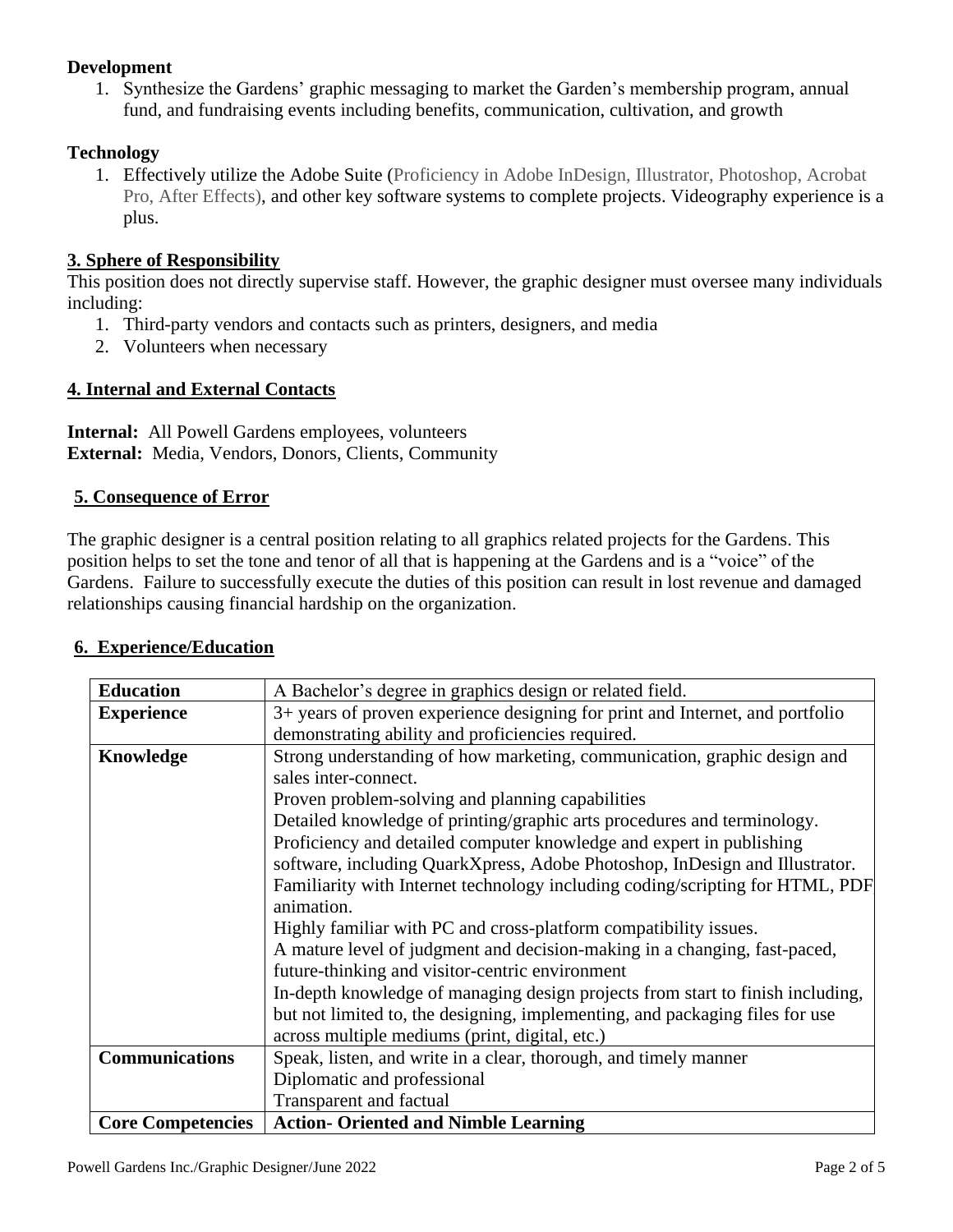**Development**

1. Synthesize the Gardens' graphic messaging to market the Garden's membership program, annual fund, and fundraising events including benefits, communication, cultivation, and growth

**Technology**

1. Effectively utilize the Adobe Suite (Proficiency in Adobe InDesign, Illustrator, Photoshop, Acrobat Pro, After Effects), and other key software systems to complete projects. Videography experience is a plus.

## 3. Sphere of Responsibility

This position does not directly supervise staff. However, the graphic designer must oversee many individuals including:

1. Third-party vendors and contacts such as printers, designers, and media
2. Volunteers when necessary

## 4. Internal and External Contacts

**Internal:** All Powell Gardens employees, volunteers
**External:** Media, Vendors, Donors, Clients, Community

## 5. Consequence of Error

The graphic designer is a central position relating to all graphics related projects for the Gardens. This position helps to set the tone and tenor of all that is happening at the Gardens and is a "voice" of the Gardens. Failure to successfully execute the duties of this position can result in lost revenue and damaged relationships causing financial hardship on the organization.

## 6. Experience/Education

| | |
|---|---|
| **Education** | A Bachelor's degree in graphics design or related field. |
| **Experience** | 3+ years of proven experience designing for print and Internet, and portfolio demonstrating ability and proficiencies required. |
| **Knowledge** | Strong understanding of how marketing, communication, graphic design and sales inter-connect.<br>Proven problem-solving and planning capabilities<br>Detailed knowledge of printing/graphic arts procedures and terminology.<br>Proficiency and detailed computer knowledge and expert in publishing software, including QuarkXpress, Adobe Photoshop, InDesign and Illustrator.<br>Familiarity with Internet technology including coding/scripting for HTML, PDF animation.<br>Highly familiar with PC and cross-platform compatibility issues.<br>A mature level of judgment and decision-making in a changing, fast-paced, future-thinking and visitor-centric environment<br>In-depth knowledge of managing design projects from start to finish including, but not limited to, the designing, implementing, and packaging files for use across multiple mediums (print, digital, etc.) |
| **Communications** | Speak, listen, and write in a clear, thorough, and timely manner<br>Diplomatic and professional<br>Transparent and factual |
| **Core Competencies** | **Action- Oriented and Nimble Learning** |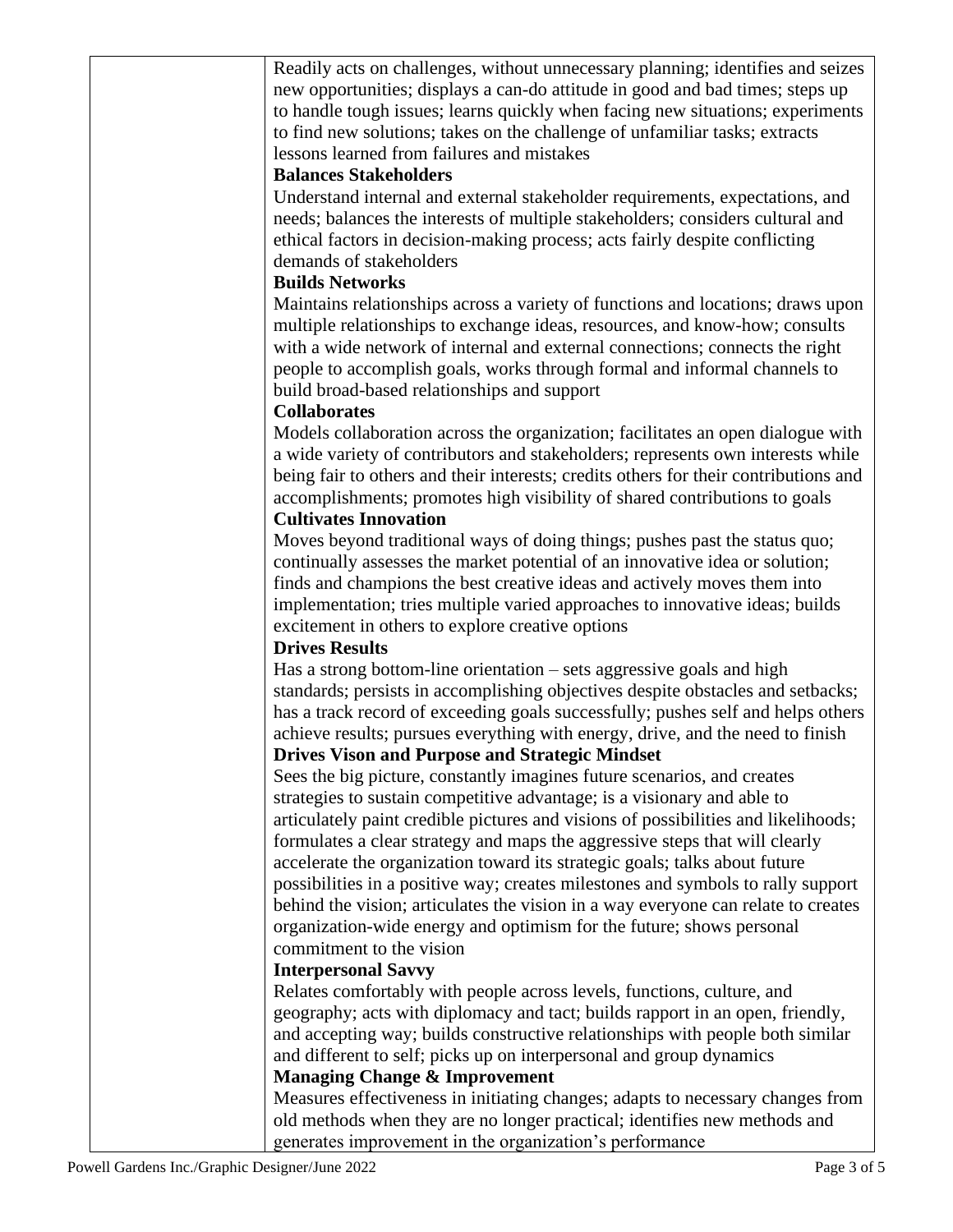| | |
|---|---|
| | Readily acts on challenges, without unnecessary planning; identifies and seizes new opportunities; displays a can-do attitude in good and bad times; steps up to handle tough issues; learns quickly when facing new situations; experiments to find new solutions; takes on the challenge of unfamiliar tasks; extracts lessons learned from failures and mistakes<br>**Balances Stakeholders**<br>Understand internal and external stakeholder requirements, expectations, and needs; balances the interests of multiple stakeholders; considers cultural and ethical factors in decision-making process; acts fairly despite conflicting demands of stakeholders<br>**Builds Networks**<br>Maintains relationships across a variety of functions and locations; draws upon multiple relationships to exchange ideas, resources, and know-how; consults with a wide network of internal and external connections; connects the right people to accomplish goals, works through formal and informal channels to build broad-based relationships and support<br>**Collaborates**<br>Models collaboration across the organization; facilitates an open dialogue with a wide variety of contributors and stakeholders; represents own interests while being fair to others and their interests; credits others for their contributions and accomplishments; promotes high visibility of shared contributions to goals<br>**Cultivates Innovation**<br>Moves beyond traditional ways of doing things; pushes past the status quo; continually assesses the market potential of an innovative idea or solution; finds and champions the best creative ideas and actively moves them into implementation; tries multiple varied approaches to innovative ideas; builds excitement in others to explore creative options<br>**Drives Results**<br>Has a strong bottom-line orientation – sets aggressive goals and high standards; persists in accomplishing objectives despite obstacles and setbacks; has a track record of exceeding goals successfully; pushes self and helps others achieve results; pursues everything with energy, drive, and the need to finish<br>**Drives Vison and Purpose and Strategic Mindset**<br>Sees the big picture, constantly imagines future scenarios, and creates strategies to sustain competitive advantage; is a visionary and able to articulately paint credible pictures and visions of possibilities and likelihoods; formulates a clear strategy and maps the aggressive steps that will clearly accelerate the organization toward its strategic goals; talks about future possibilities in a positive way; creates milestones and symbols to rally support behind the vision; articulates the vision in a way everyone can relate to creates organization-wide energy and optimism for the future; shows personal commitment to the vision<br>**Interpersonal Savvy**<br>Relates comfortably with people across levels, functions, culture, and geography; acts with diplomacy and tact; builds rapport in an open, friendly, and accepting way; builds constructive relationships with people both similar and different to self; picks up on interpersonal and group dynamics<br>**Managing Change & Improvement**<br>Measures effectiveness in initiating changes; adapts to necessary changes from old methods when they are no longer practical; identifies new methods and generates improvement in the organization's performance |

Powell Gardens Inc./Graphic Designer/June 2022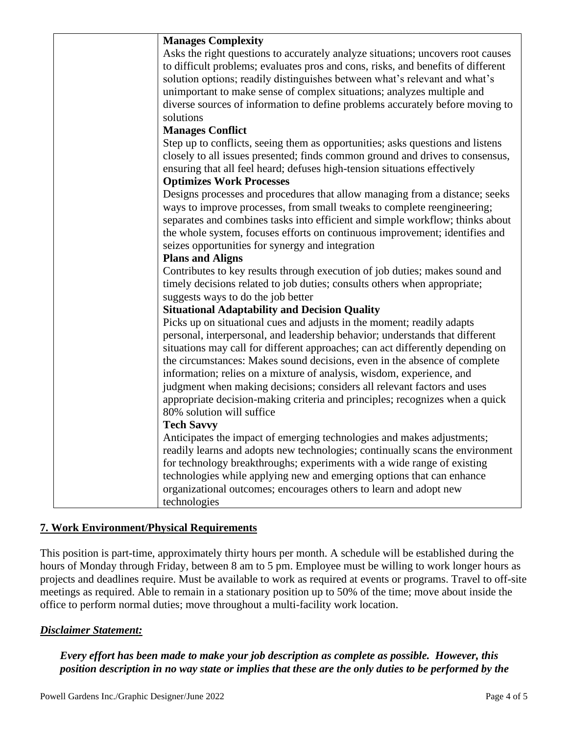| | **Manages Complexity**<br>Asks the right questions to accurately analyze situations; uncovers root causes to difficult problems; evaluates pros and cons, risks, and benefits of different solution options; readily distinguishes between what's relevant and what's unimportant to make sense of complex situations; analyzes multiple and diverse sources of information to define problems accurately before moving to solutions<br>**Manages Conflict**<br>Step up to conflicts, seeing them as opportunities; asks questions and listens closely to all issues presented; finds common ground and drives to consensus, ensuring that all feel heard; defuses high-tension situations effectively<br>**Optimizes Work Processes**<br>Designs processes and procedures that allow managing from a distance; seeks ways to improve processes, from small tweaks to complete reengineering; separates and combines tasks into efficient and simple workflow; thinks about the whole system, focuses efforts on continuous improvement; identifies and seizes opportunities for synergy and integration<br>**Plans and Aligns**<br>Contributes to key results through execution of job duties; makes sound and timely decisions related to job duties; consults others when appropriate; suggests ways to do the job better<br>**Situational Adaptability and Decision Quality**<br>Picks up on situational cues and adjusts in the moment; readily adapts personal, interpersonal, and leadership behavior; understands that different situations may call for different approaches; can act differently depending on the circumstances: Makes sound decisions, even in the absence of complete information; relies on a mixture of analysis, wisdom, experience, and judgment when making decisions; considers all relevant factors and uses appropriate decision-making criteria and principles; recognizes when a quick 80% solution will suffice<br>**Tech Savvy**<br>Anticipates the impact of emerging technologies and makes adjustments; readily learns and adopts new technologies; continually scans the environment for technology breakthroughs; experiments with a wide range of existing technologies while applying new and emerging options that can enhance organizational outcomes; encourages others to learn and adopt new technologies |
|---|---|

## **7. Work Environment/Physical Requirements**

This position is part-time, approximately thirty hours per month. A schedule will be established during the hours of Monday through Friday, between 8 am to 5 pm. Employee must be willing to work longer hours as projects and deadlines require. Must be available to work as required at events or programs. Travel to off-site meetings as required. Able to remain in a stationary position up to 50% of the time; move about inside the office to perform normal duties; move throughout a multi-facility work location.

***Disclaimer Statement:***

***Every effort has been made to make your job description as complete as possible. However, this position description in no way state or implies that these are the only duties to be performed by the***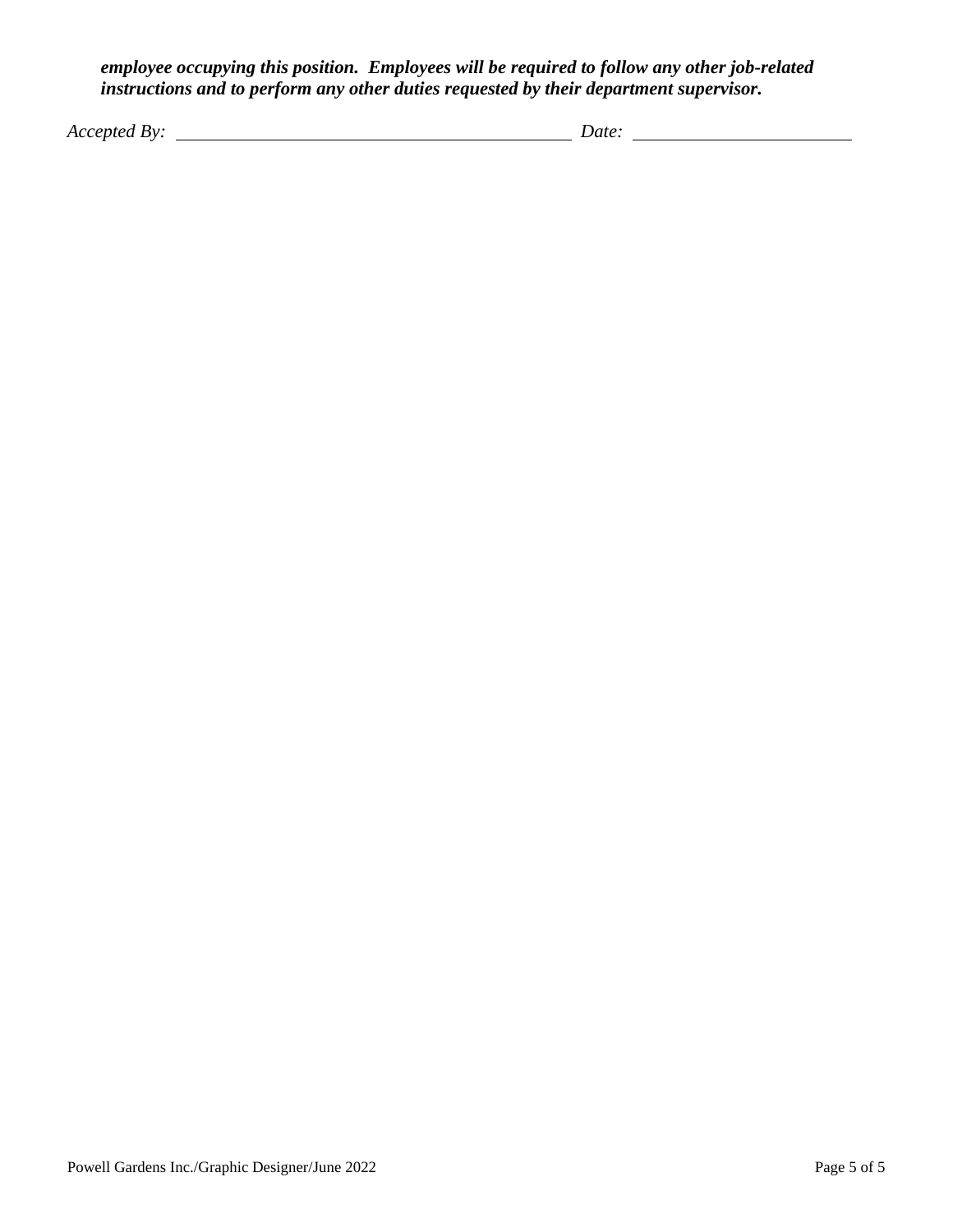***employee occupying this position. Employees will be required to follow any other job-related instructions and to perform any other duties requested by their department supervisor.***

*Accepted By:* ______________________________________ *Date:* ____________________